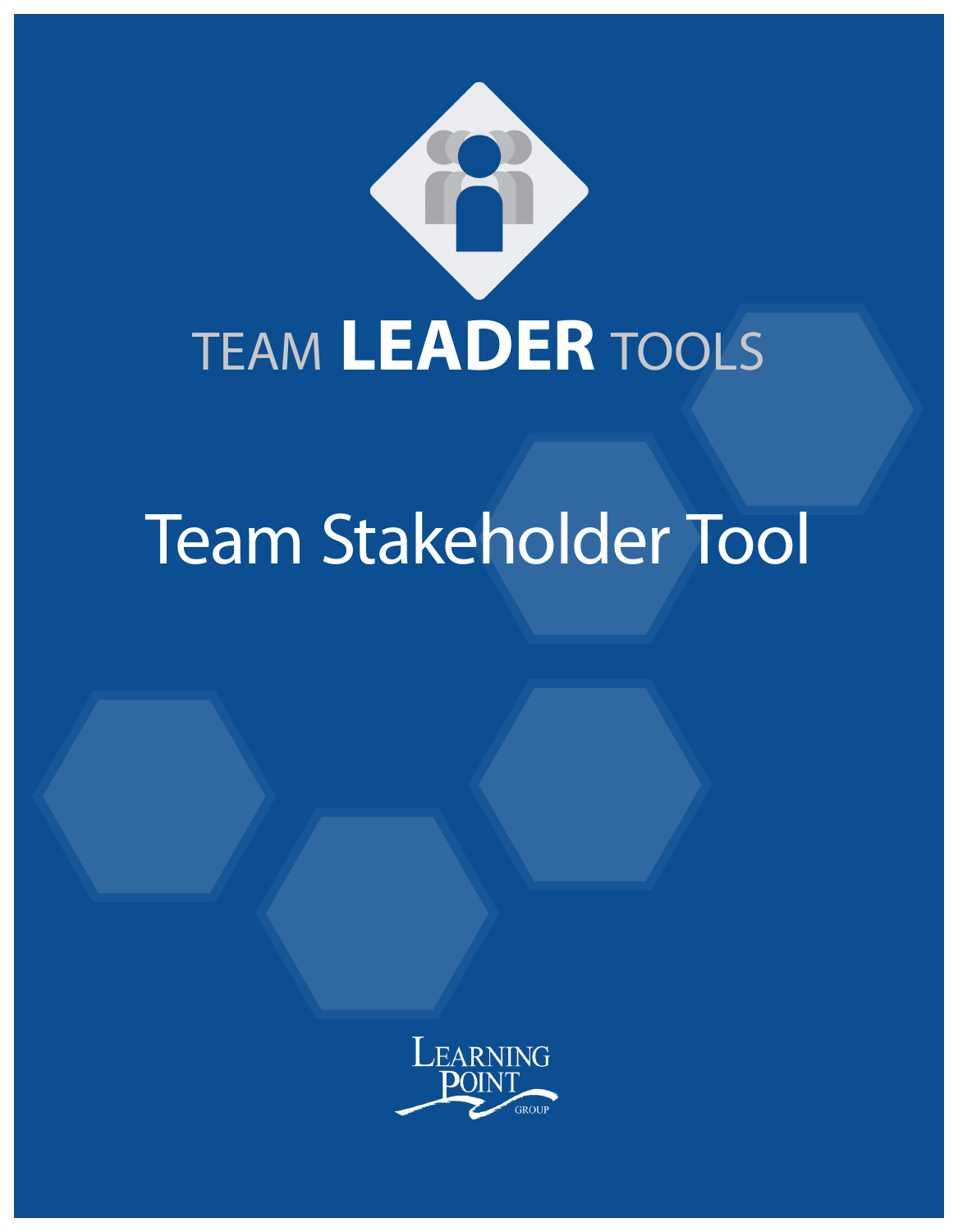TEAM **LEADER** TOOLS

# Team Stakeholder Tool

LEARNING POINT GROUP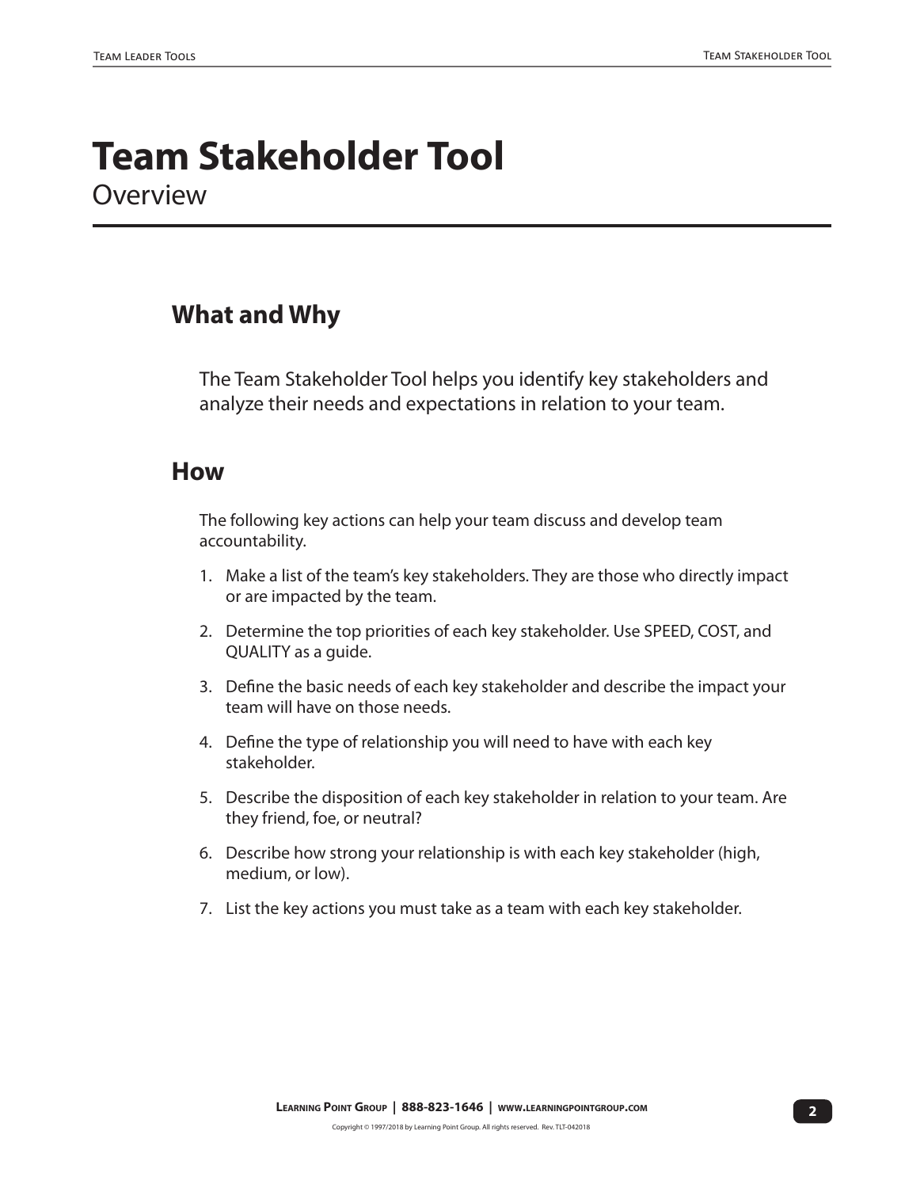# Team Stakeholder Tool

Overview

## What and Why

The Team Stakeholder Tool helps you identify key stakeholders and analyze their needs and expectations in relation to your team.

## How

The following key actions can help your team discuss and develop team accountability.

1. Make a list of the team's key stakeholders. They are those who directly impact or are impacted by the team.
2. Determine the top priorities of each key stakeholder. Use SPEED, COST, and QUALITY as a guide.
3. Define the basic needs of each key stakeholder and describe the impact your team will have on those needs.
4. Define the type of relationship you will need to have with each key stakeholder.
5. Describe the disposition of each key stakeholder in relation to your team. Are they friend, foe, or neutral?
6. Describe how strong your relationship is with each key stakeholder (high, medium, or low).
7. List the key actions you must take as a team with each key stakeholder.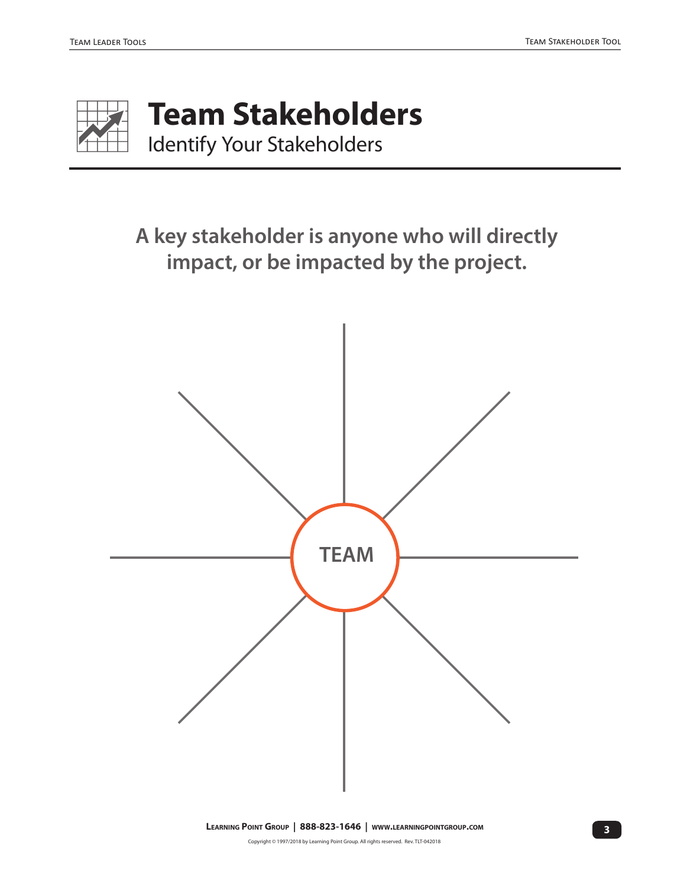# Team Stakeholders

## Identify Your Stakeholders

**A key stakeholder is anyone who will directly impact, or be impacted by the project.**

TEAM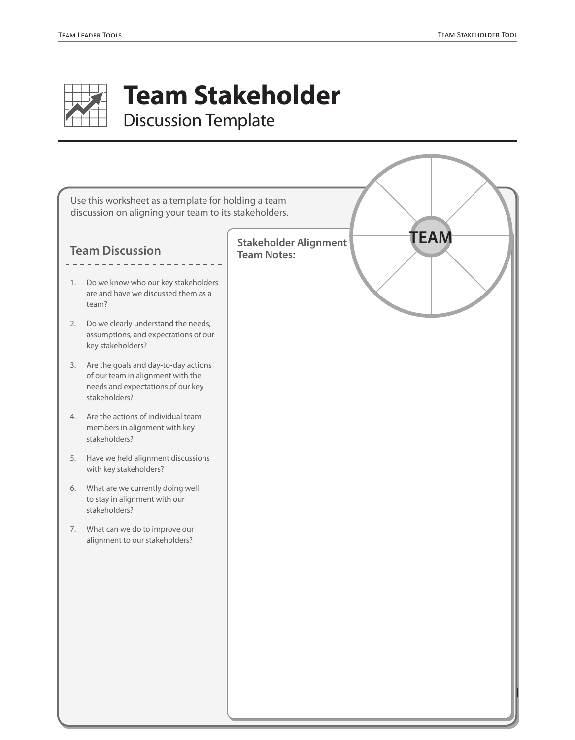# Team Stakeholder

Discussion Template

Use this worksheet as a template for holding a team discussion on aligning your team to its stakeholders.

## Team Discussion

1. Do we know who our key stakeholders are and have we discussed them as a team?
2. Do we clearly understand the needs, assumptions, and expectations of our key stakeholders?
3. Are the goals and day-to-day actions of our team in alignment with the needs and expectations of our key stakeholders?
4. Are the actions of individual team members in alignment with key stakeholders?
5. Have we held alignment discussions with key stakeholders?
6. What are we currently doing well to stay in alignment with our stakeholders?
7. What can we do to improve our alignment to our stakeholders?

**Stakeholder Alignment Team Notes:**

TEAM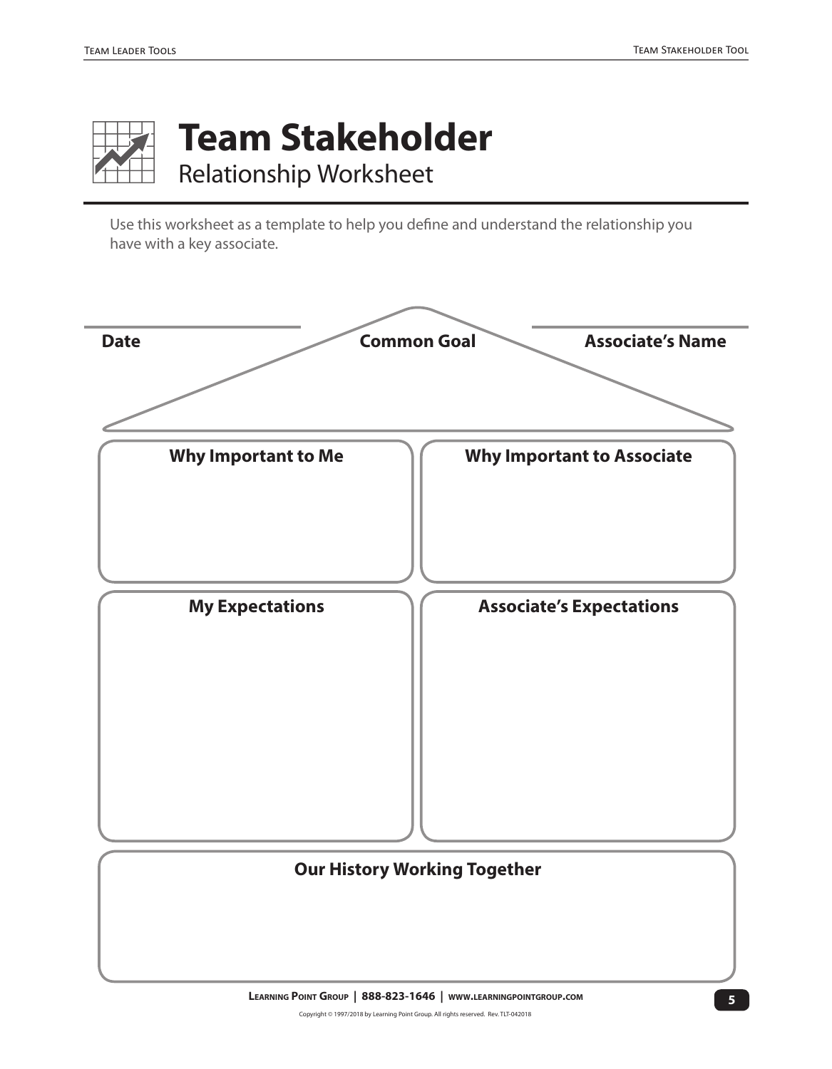# Team Stakeholder

## Relationship Worksheet

Use this worksheet as a template to help you define and understand the relationship you have with a key associate.

**Date**

**Common Goal**

**Associate's Name**

**Why Important to Me**

**Why Important to Associate**

**My Expectations**

**Associate's Expectations**

**Our History Working Together**

Learning Point Group | 888-823-1646 | www.learningpointgroup.com

Copyright © 1997/2018 by Learning Point Group. All rights reserved. Rev. TLT-042018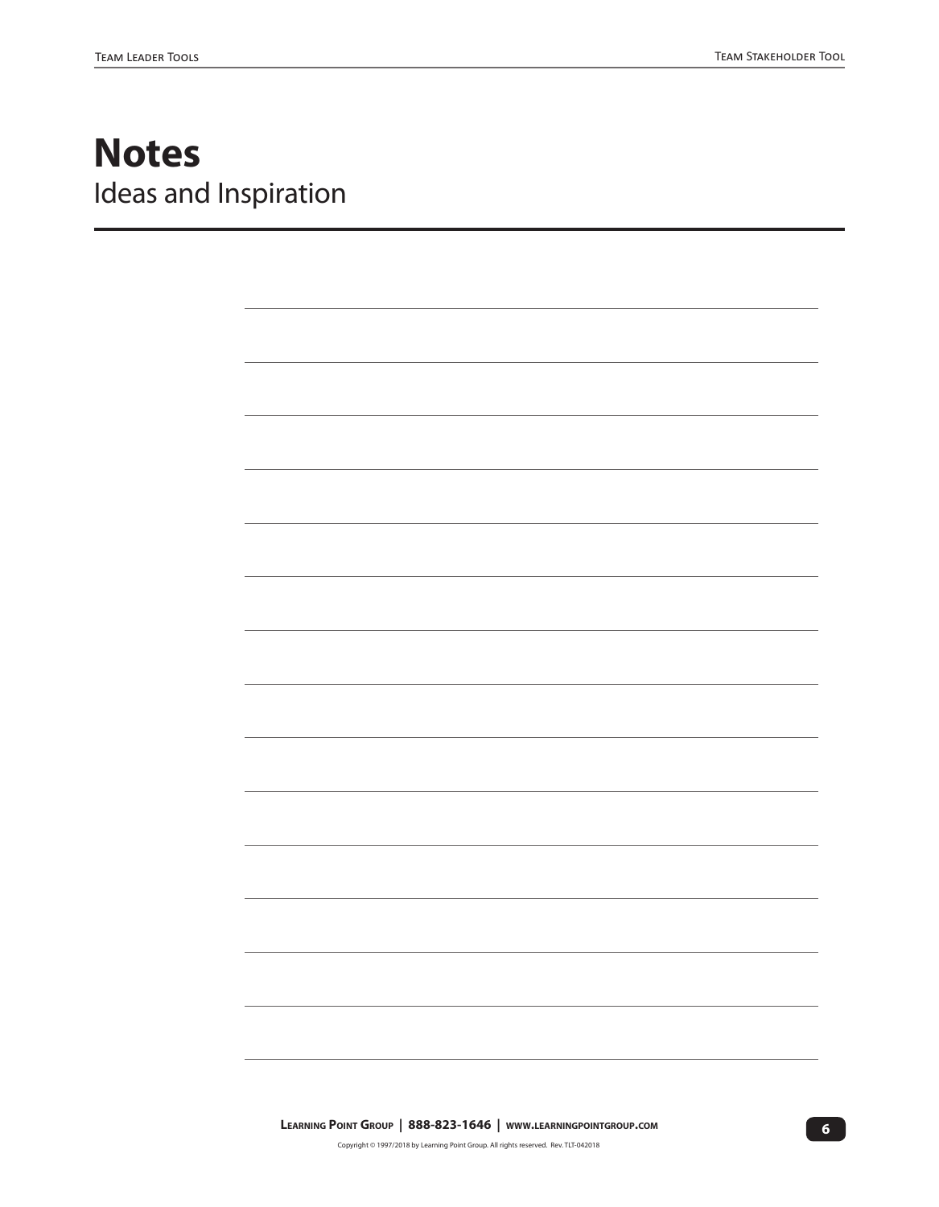# Notes

Ideas and Inspiration